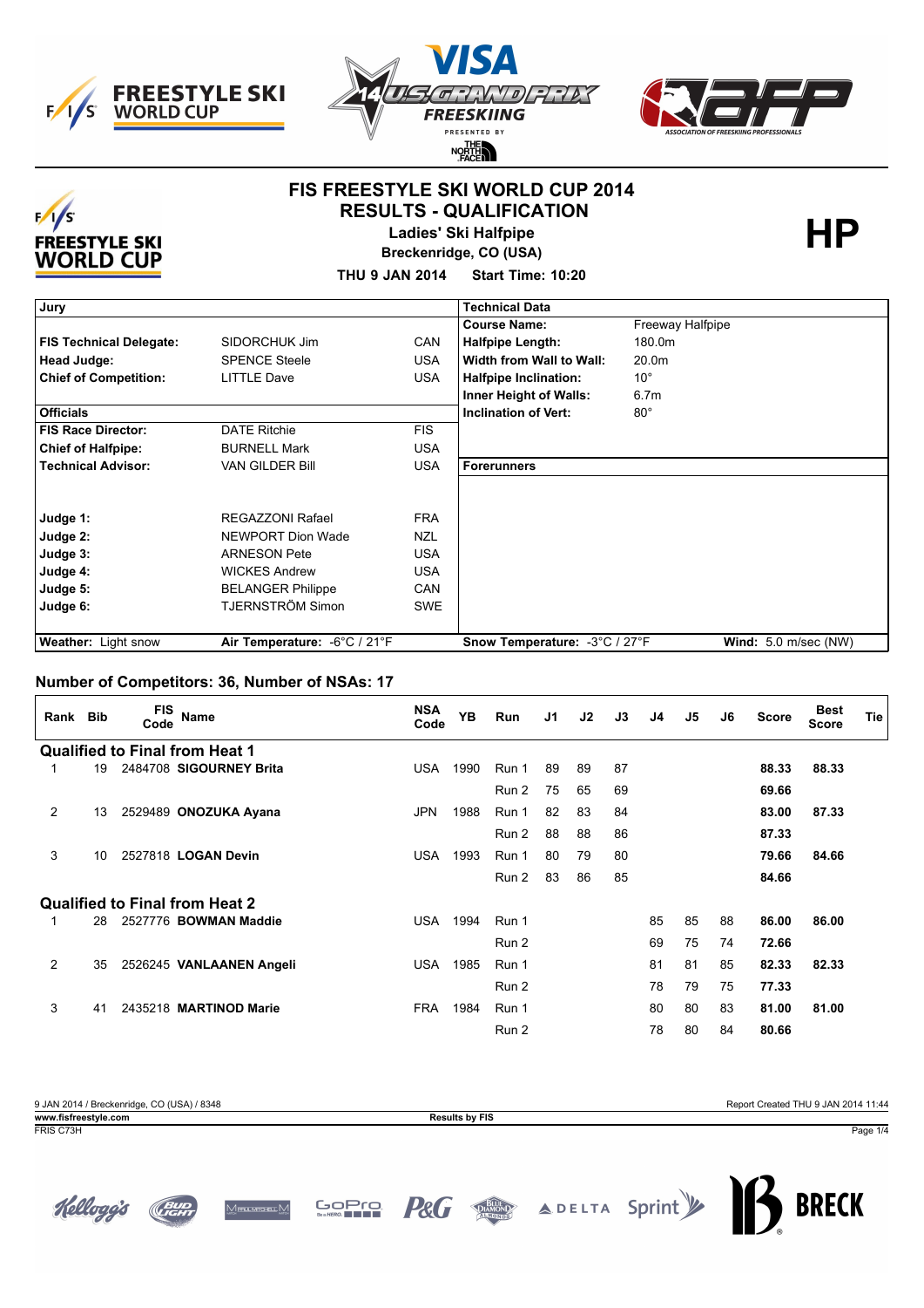FREESTYLE SKI WORLD CUP

VISA 14 U.S. GRAND PRIX FREESKIING PRESENTED BY THE NORTH FACE

ASSOCIATION OF FREESKIING PROFESSIONALS

# FIS FREESTYLE SKI WORLD CUP 2014

## RESULTS - QUALIFICATION

### Ladies' Ski Halfpipe

**Breckenridge, CO (USA)**

**THU 9 JAN 2014 Start Time: 10:20**

**HP**

| Jury | | | Technical Data | |
|---|---|---|---|---|
| | | | **Course Name:** | Freeway Halfpipe |
| **FIS Technical Delegate:** | SIDORCHUK Jim | CAN | **Halfpipe Length:** | 180.0m |
| **Head Judge:** | SPENCE Steele | USA | **Width from Wall to Wall:** | 20.0m |
| **Chief of Competition:** | LITTLE Dave | USA | **Halfpipe Inclination:** | 10° |
| | | | **Inner Height of Walls:** | 6.7m |
| **Officials** | | | **Inclination of Vert:** | 80° |
| **FIS Race Director:** | DATE Ritchie | FIS | | |
| **Chief of Halfpipe:** | BURNELL Mark | USA | | |
| **Technical Advisor:** | VAN GILDER Bill | USA | **Forerunners** | |
| **Judge 1:** | REGAZZONI Rafael | FRA | | |
| **Judge 2:** | NEWPORT Dion Wade | NZL | | |
| **Judge 3:** | ARNESON Pete | USA | | |
| **Judge 4:** | WICKES Andrew | USA | | |
| **Judge 5:** | BELANGER Philippe | CAN | | |
| **Judge 6:** | TJERNSTRÖM Simon | SWE | | |
| **Weather:** Light snow | **Air Temperature:** -6°C / 21°F | | **Snow Temperature:** -3°C / 27°F | **Wind:** 5.0 m/sec (NW) |

## Number of Competitors: 36, Number of NSAs: 17

| Rank | Bib | FIS Code | Name | NSA Code | YB | Run | J1 | J2 | J3 | J4 | J5 | J6 | Score | Best Score | Tie |
|---|---|---|---|---|---|---|---|---|---|---|---|---|---|---|---|
| **Qualified to Final from Heat 1** | | | | | | | | | | | | | | | |
| 1 | 19 | 2484708 | **SIGOURNEY Brita** | USA | 1990 | Run 1 | 89 | 89 | 87 | | | | **88.33** | **88.33** | |
| | | | | | | Run 2 | 75 | 65 | 69 | | | | **69.66** | | |
| 2 | 13 | 2529489 | **ONOZUKA Ayana** | JPN | 1988 | Run 1 | 82 | 83 | 84 | | | | **83.00** | **87.33** | |
| | | | | | | Run 2 | 88 | 88 | 86 | | | | **87.33** | | |
| 3 | 10 | 2527818 | **LOGAN Devin** | USA | 1993 | Run 1 | 80 | 79 | 80 | | | | **79.66** | **84.66** | |
| | | | | | | Run 2 | 83 | 86 | 85 | | | | **84.66** | | |
| **Qualified to Final from Heat 2** | | | | | | | | | | | | | | | |
| 1 | 28 | 2527776 | **BOWMAN Maddie** | USA | 1994 | Run 1 | | | | 85 | 85 | 88 | **86.00** | **86.00** | |
| | | | | | | Run 2 | | | | 69 | 75 | 74 | **72.66** | | |
| 2 | 35 | 2526245 | **VANLAANEN Angeli** | USA | 1985 | Run 1 | | | | 81 | 81 | 85 | **82.33** | **82.33** | |
| | | | | | | Run 2 | | | | 78 | 79 | 75 | **77.33** | | |
| 3 | 41 | 2435218 | **MARTINOD Marie** | FRA | 1984 | Run 1 | | | | 80 | 80 | 83 | **81.00** | **81.00** | |
| | | | | | | Run 2 | | | | 78 | 80 | 84 | **80.66** | | |

9 JAN 2014 / Breckenridge, CO (USA) / 8348 — Report Created THU 9 JAN 2014 11:44

www.fisfreestyle.com — Results by FIS

FRIS C73H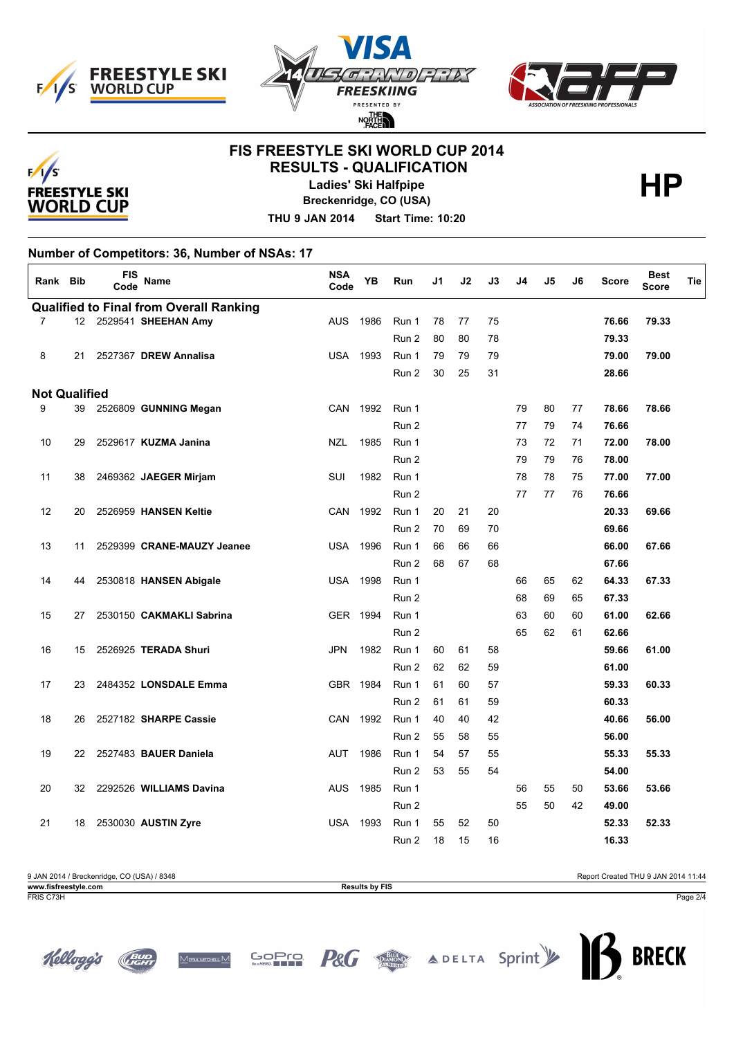# FIS FREESTYLE SKI WORLD CUP 2014

## RESULTS - QUALIFICATION

**Ladies' Ski Halfpipe**

**Breckenridge, CO (USA)**

**THU 9 JAN 2014 Start Time: 10:20**

**HP**

### Number of Competitors: 36, Number of NSAs: 17

| Rank | Bib | FIS Code | Name | NSA Code | YB | Run | J1 | J2 | J3 | J4 | J5 | J6 | Score | Best Score | Tie |
|---|---|---|---|---|---|---|---|---|---|---|---|---|---|---|---|
| **Qualified to Final from Overall Ranking** | | | | | | | | | | | | | | | |
| 7 | 12 | 2529541 | **SHEEHAN Amy** | AUS | 1986 | Run 1 | 78 | 77 | 75 | | | | **76.66** | **79.33** | |
| | | | | | | Run 2 | 80 | 80 | 78 | | | | **79.33** | | |
| 8 | 21 | 2527367 | **DREW Annalisa** | USA | 1993 | Run 1 | 79 | 79 | 79 | | | | **79.00** | **79.00** | |
| | | | | | | Run 2 | 30 | 25 | 31 | | | | **28.66** | | |
| **Not Qualified** | | | | | | | | | | | | | | | |
| 9 | 39 | 2526809 | **GUNNING Megan** | CAN | 1992 | Run 1 | | | | 79 | 80 | 77 | **78.66** | **78.66** | |
| | | | | | | Run 2 | | | | 77 | 79 | 74 | **76.66** | | |
| 10 | 29 | 2529617 | **KUZMA Janina** | NZL | 1985 | Run 1 | | | | 73 | 72 | 71 | **72.00** | **78.00** | |
| | | | | | | Run 2 | | | | 79 | 79 | 76 | **78.00** | | |
| 11 | 38 | 2469362 | **JAEGER Mirjam** | SUI | 1982 | Run 1 | | | | 78 | 78 | 75 | **77.00** | **77.00** | |
| | | | | | | Run 2 | | | | 77 | 77 | 76 | **76.66** | | |
| 12 | 20 | 2526959 | **HANSEN Keltie** | CAN | 1992 | Run 1 | 20 | 21 | 20 | | | | **20.33** | **69.66** | |
| | | | | | | Run 2 | 70 | 69 | 70 | | | | **69.66** | | |
| 13 | 11 | 2529399 | **CRANE-MAUZY Jeanee** | USA | 1996 | Run 1 | 66 | 66 | 66 | | | | **66.00** | **67.66** | |
| | | | | | | Run 2 | 68 | 67 | 68 | | | | **67.66** | | |
| 14 | 44 | 2530818 | **HANSEN Abigale** | USA | 1998 | Run 1 | | | | 66 | 65 | 62 | **64.33** | **67.33** | |
| | | | | | | Run 2 | | | | 68 | 69 | 65 | **67.33** | | |
| 15 | 27 | 2530150 | **CAKMAKLI Sabrina** | GER | 1994 | Run 1 | | | | 63 | 60 | 60 | **61.00** | **62.66** | |
| | | | | | | Run 2 | | | | 65 | 62 | 61 | **62.66** | | |
| 16 | 15 | 2526925 | **TERADA Shuri** | JPN | 1982 | Run 1 | 60 | 61 | 58 | | | | **59.66** | **61.00** | |
| | | | | | | Run 2 | 62 | 62 | 59 | | | | **61.00** | | |
| 17 | 23 | 2484352 | **LONSDALE Emma** | GBR | 1984 | Run 1 | 61 | 60 | 57 | | | | **59.33** | **60.33** | |
| | | | | | | Run 2 | 61 | 61 | 59 | | | | **60.33** | | |
| 18 | 26 | 2527182 | **SHARPE Cassie** | CAN | 1992 | Run 1 | 40 | 40 | 42 | | | | **40.66** | **56.00** | |
| | | | | | | Run 2 | 55 | 58 | 55 | | | | **56.00** | | |
| 19 | 22 | 2527483 | **BAUER Daniela** | AUT | 1986 | Run 1 | 54 | 57 | 55 | | | | **55.33** | **55.33** | |
| | | | | | | Run 2 | 53 | 55 | 54 | | | | **54.00** | | |
| 20 | 32 | 2292526 | **WILLIAMS Davina** | AUS | 1985 | Run 1 | | | | 56 | 55 | 50 | **53.66** | **53.66** | |
| | | | | | | Run 2 | | | | 55 | 50 | 42 | **49.00** | | |
| 21 | 18 | 2530030 | **AUSTIN Zyre** | USA | 1993 | Run 1 | 55 | 52 | 50 | | | | **52.33** | **52.33** | |
| | | | | | | Run 2 | 18 | 15 | 16 | | | | **16.33** | | |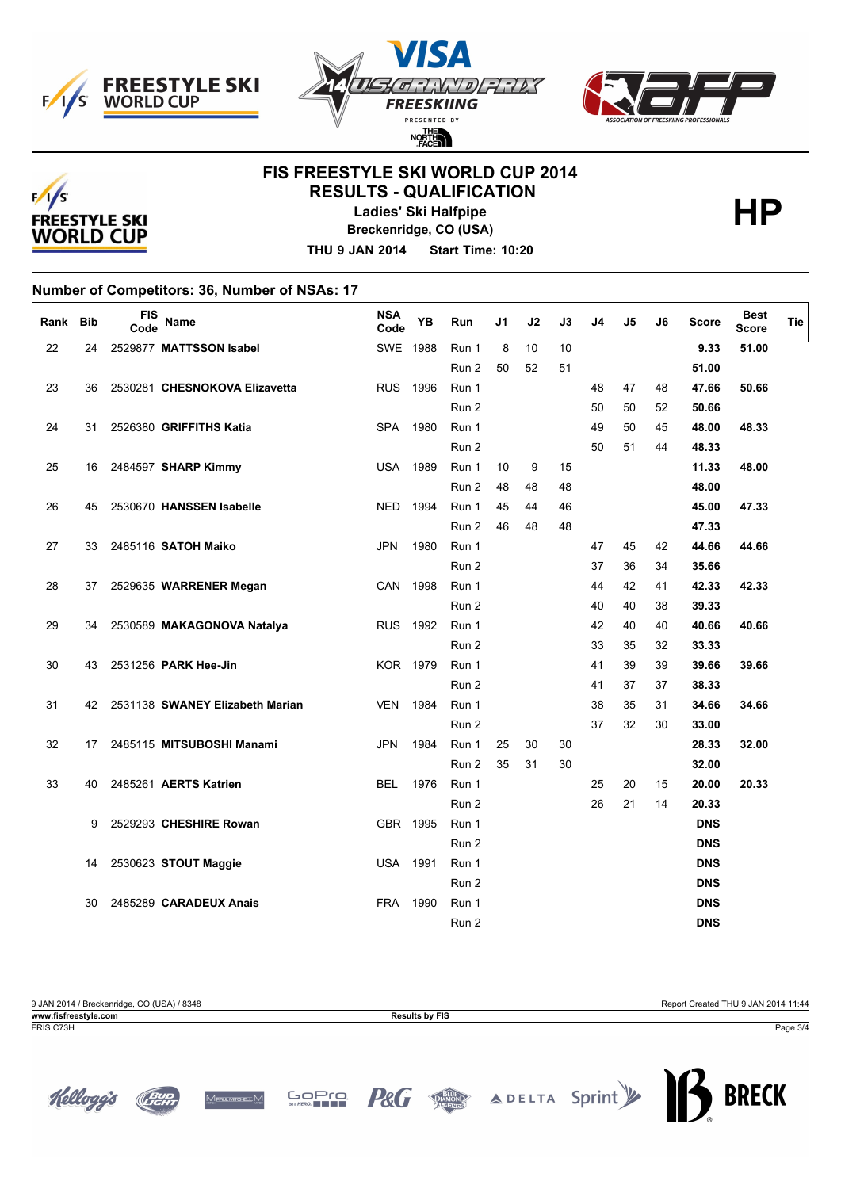# FIS FREESTYLE SKI WORLD CUP 2014

## RESULTS - QUALIFICATION

**Ladies' Ski Halfpipe**

**Breckenridge, CO (USA)**

**THU 9 JAN 2014 Start Time: 10:20**

**HP**

### Number of Competitors: 36, Number of NSAs: 17

| Rank | Bib | FIS Code | Name | NSA Code | YB | Run | J1 | J2 | J3 | J4 | J5 | J6 | Score | Best Score | Tie |
|---|---|---|---|---|---|---|---|---|---|---|---|---|---|---|---|
| 22 | 24 | 2529877 | **MATTSSON Isabel** | SWE | 1988 | Run 1 | 8 | 10 | 10 | | | | **9.33** | **51.00** | |
| | | | | | | Run 2 | 50 | 52 | 51 | | | | **51.00** | | |
| 23 | 36 | 2530281 | **CHESNOKOVA Elizavetta** | RUS | 1996 | Run 1 | | | | 48 | 47 | 48 | **47.66** | **50.66** | |
| | | | | | | Run 2 | | | | 50 | 50 | 52 | **50.66** | | |
| 24 | 31 | 2526380 | **GRIFFITHS Katia** | SPA | 1980 | Run 1 | | | | 49 | 50 | 45 | **48.00** | **48.33** | |
| | | | | | | Run 2 | | | | 50 | 51 | 44 | **48.33** | | |
| 25 | 16 | 2484597 | **SHARP Kimmy** | USA | 1989 | Run 1 | 10 | 9 | 15 | | | | **11.33** | **48.00** | |
| | | | | | | Run 2 | 48 | 48 | 48 | | | | **48.00** | | |
| 26 | 45 | 2530670 | **HANSSEN Isabelle** | NED | 1994 | Run 1 | 45 | 44 | 46 | | | | **45.00** | **47.33** | |
| | | | | | | Run 2 | 46 | 48 | 48 | | | | **47.33** | | |
| 27 | 33 | 2485116 | **SATOH Maiko** | JPN | 1980 | Run 1 | | | | 47 | 45 | 42 | **44.66** | **44.66** | |
| | | | | | | Run 2 | | | | 37 | 36 | 34 | **35.66** | | |
| 28 | 37 | 2529635 | **WARRENER Megan** | CAN | 1998 | Run 1 | | | | 44 | 42 | 41 | **42.33** | **42.33** | |
| | | | | | | Run 2 | | | | 40 | 40 | 38 | **39.33** | | |
| 29 | 34 | 2530589 | **MAKAGONOVA Natalya** | RUS | 1992 | Run 1 | | | | 42 | 40 | 40 | **40.66** | **40.66** | |
| | | | | | | Run 2 | | | | 33 | 35 | 32 | **33.33** | | |
| 30 | 43 | 2531256 | **PARK Hee-Jin** | KOR | 1979 | Run 1 | | | | 41 | 39 | 39 | **39.66** | **39.66** | |
| | | | | | | Run 2 | | | | 41 | 37 | 37 | **38.33** | | |
| 31 | 42 | 2531138 | **SWANEY Elizabeth Marian** | VEN | 1984 | Run 1 | | | | 38 | 35 | 31 | **34.66** | **34.66** | |
| | | | | | | Run 2 | | | | 37 | 32 | 30 | **33.00** | | |
| 32 | 17 | 2485115 | **MITSUBOSHI Manami** | JPN | 1984 | Run 1 | 25 | 30 | 30 | | | | **28.33** | **32.00** | |
| | | | | | | Run 2 | 35 | 31 | 30 | | | | **32.00** | | |
| 33 | 40 | 2485261 | **AERTS Katrien** | BEL | 1976 | Run 1 | | | | 25 | 20 | 15 | **20.00** | **20.33** | |
| | | | | | | Run 2 | | | | 26 | 21 | 14 | **20.33** | | |
| | 9 | 2529293 | **CHESHIRE Rowan** | GBR | 1995 | Run 1 | | | | | | | **DNS** | | |
| | | | | | | Run 2 | | | | | | | **DNS** | | |
| | 14 | 2530623 | **STOUT Maggie** | USA | 1991 | Run 1 | | | | | | | **DNS** | | |
| | | | | | | Run 2 | | | | | | | **DNS** | | |
| | 30 | 2485289 | **CARADEUX Anais** | FRA | 1990 | Run 1 | | | | | | | **DNS** | | |
| | | | | | | Run 2 | | | | | | | **DNS** | | |

9 JAN 2014 / Breckenridge, CO (USA) / 8348 — Report Created THU 9 JAN 2014 11:44

www.fisfreestyle.com — Results by FIS

FRIS C73H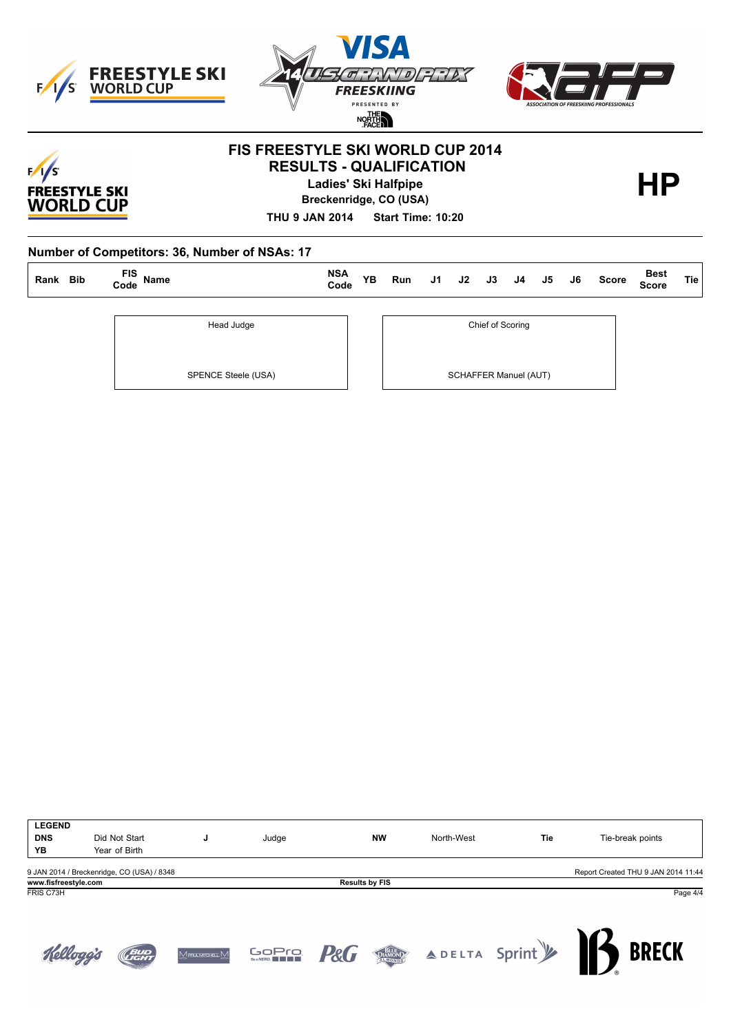# FIS FREESTYLE SKI WORLD CUP 2014

## RESULTS - QUALIFICATION

**Ladies' Ski Halfpipe**

**Breckenridge, CO (USA)**

**THU 9 JAN 2014 Start Time: 10:20**

**HP**

**Number of Competitors: 36, Number of NSAs: 17**

| Rank | Bib | FIS Code | Name | NSA Code | YB | Run | J1 | J2 | J3 | J4 | J5 | J6 | Score | Best Score | Tie |
|---|---|---|---|---|---|---|---|---|---|---|---|---|---|---|---|

| Head Judge | Chief of Scoring |
|---|---|
| SPENCE Steele (USA) | SCHAFFER Manuel (AUT) |

| LEGEND | | | | | | | |
|---|---|---|---|---|---|---|---|
| DNS | Did Not Start | J | Judge | NW | North-West | Tie | Tie-break points |
| YB | Year of Birth | | | | | | |

9 JAN 2014 / Breckenridge, CO (USA) / 8348

Report Created THU 9 JAN 2014 11:44

www.fisfreestyle.com

Results by FIS

FRIS C73H